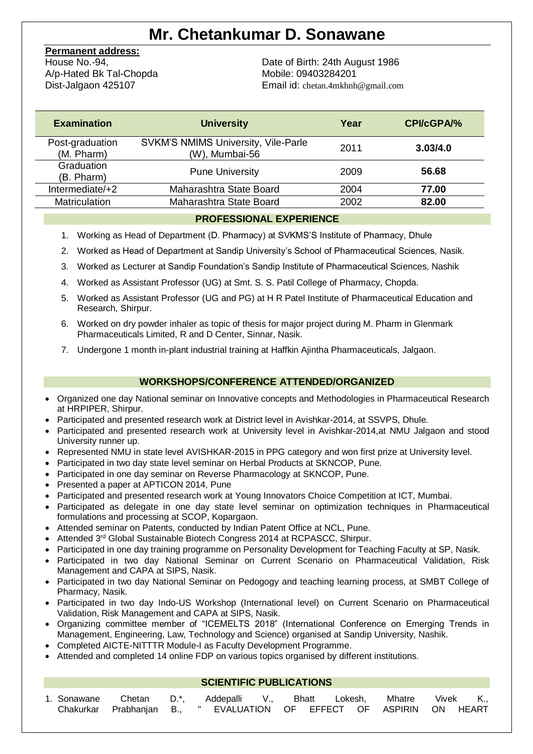# Mr. Chetankumar D. Sonawane

**Permanent address:**
House No.-94,
A/p-Hated Bk Tal-Chopda
Dist-Jalgaon 425107

Date of Birth: 24th August 1986
Mobile: 09403284201
Email id: chetan.4mkhnh@gmail.com

| Examination | University | Year | CPI/cGPA/% |
|---|---|---|---|
| Post-graduation (M. Pharm) | SVKM'S NMIMS University, Vile-Parle (W), Mumbai-56 | 2011 | **3.03/4.0** |
| Graduation (B. Pharm) | Pune University | 2009 | **56.68** |
| Intermediate/+2 | Maharashtra State Board | 2004 | **77.00** |
| Matriculation | Maharashtra State Board | 2002 | **82.00** |

## PROFESSIONAL EXPERIENCE

1. Working as Head of Department (D. Pharmacy) at SVKMS'S Institute of Pharmacy, Dhule
2. Worked as Head of Department at Sandip University's School of Pharmaceutical Sciences, Nasik.
3. Worked as Lecturer at Sandip Foundation's Sandip Institute of Pharmaceutical Sciences, Nashik
4. Worked as Assistant Professor (UG) at Smt. S. S. Patil College of Pharmacy, Chopda.
5. Worked as Assistant Professor (UG and PG) at H R Patel Institute of Pharmaceutical Education and Research, Shirpur.
6. Worked on dry powder inhaler as topic of thesis for major project during M. Pharm in Glenmark Pharmaceuticals Limited, R and D Center, Sinnar, Nasik.
7. Undergone 1 month in-plant industrial training at Haffkin Ajintha Pharmaceuticals, Jalgaon.

## WORKSHOPS/CONFERENCE ATTENDED/ORGANIZED

- Organized one day National seminar on Innovative concepts and Methodologies in Pharmaceutical Research at HRPIPER, Shirpur.
- Participated and presented research work at District level in Avishkar-2014, at SSVPS, Dhule.
- Participated and presented research work at University level in Avishkar-2014,at NMU Jalgaon and stood University runner up.
- Represented NMU in state level AVISHKAR-2015 in PPG category and won first prize at University level.
- Participated in two day state level seminar on Herbal Products at SKNCOP, Pune.
- Participated in one day seminar on Reverse Pharmacology at SKNCOP, Pune.
- Presented a paper at APTICON 2014, Pune
- Participated and presented research work at Young Innovators Choice Competition at ICT, Mumbai.
- Participated as delegate in one day state level seminar on optimization techniques in Pharmaceutical formulations and processing at SCOP, Kopargaon.
- Attended seminar on Patents, conducted by Indian Patent Office at NCL, Pune.
- Attended 3rd Global Sustainable Biotech Congress 2014 at RCPASCC, Shirpur.
- Participated in one day training programme on Personality Development for Teaching Faculty at SP, Nasik.
- Participated in two day National Seminar on Current Scenario on Pharmaceutical Validation, Risk Management and CAPA at SIPS, Nasik.
- Participated in two day National Seminar on Pedogogy and teaching learning process, at SMBT College of Pharmacy, Nasik.
- Participated in two day Indo-US Workshop (International level) on Current Scenario on Pharmaceutical Validation, Risk Management and CAPA at SIPS, Nasik.
- Organizing committee member of "ICEMELTS 2018" (International Conference on Emerging Trends in Management, Engineering, Law, Technology and Science) organised at Sandip University, Nashik.
- Completed AICTE-NITTTR Module-I as Faculty Development Programme.
- Attended and completed 14 online FDP on various topics organised by different institutions.

## SCIENTIFIC PUBLICATIONS

1. Sonawane Chetan D.*, Addepalli V., Bhatt Lokesh, Mhatre Vivek K., Chakurkar Prabhanjan B., " EVALUATION OF EFFECT OF ASPIRIN ON HEART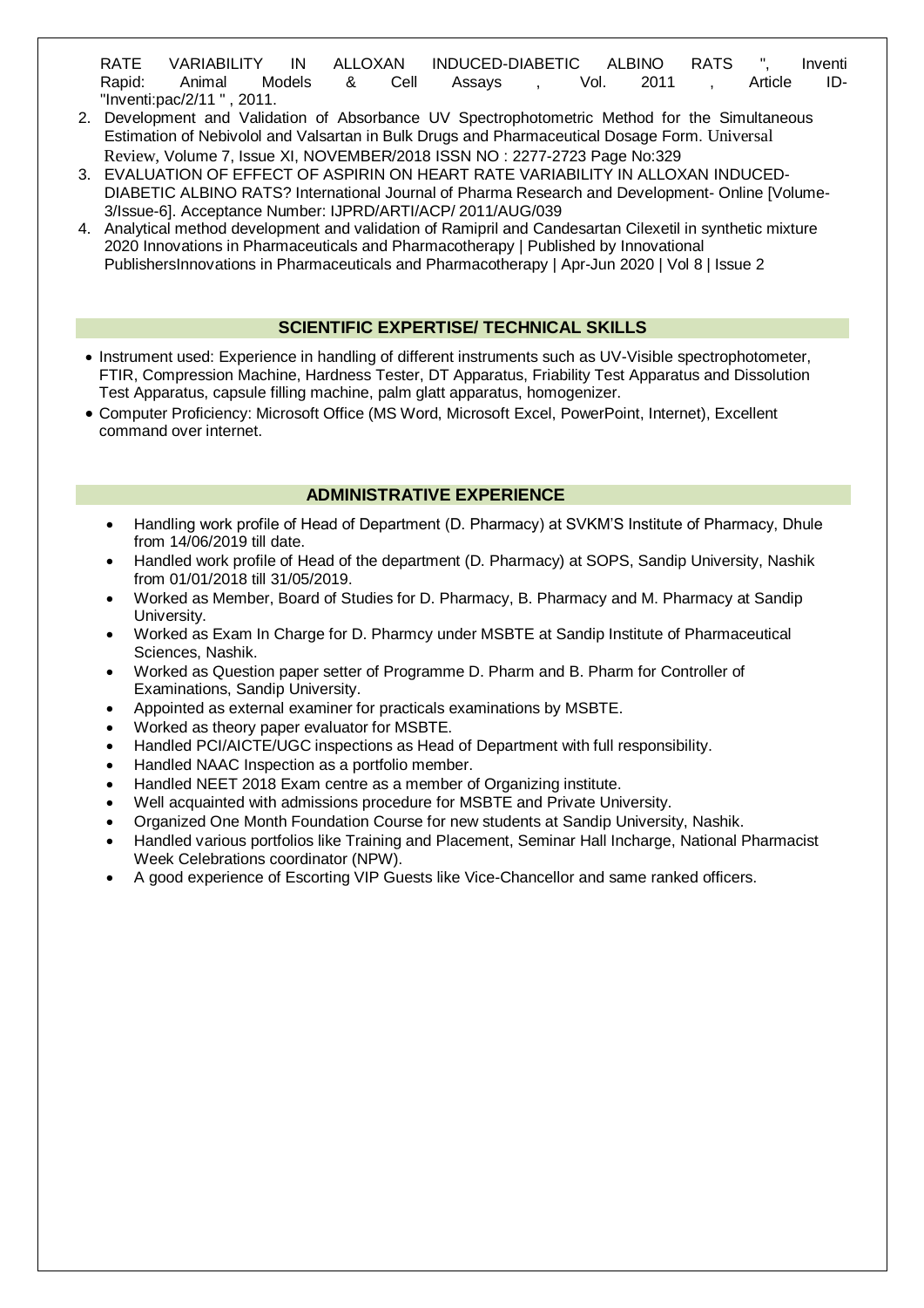RATE VARIABILITY IN ALLOXAN INDUCED-DIABETIC ALBINO RATS ", Inventi Rapid: Animal Models & Cell Assays , Vol. 2011 , Article ID- "Inventi:pac/2/11 " , 2011.

2. Development and Validation of Absorbance UV Spectrophotometric Method for the Simultaneous Estimation of Nebivolol and Valsartan in Bulk Drugs and Pharmaceutical Dosage Form. Universal Review, Volume 7, Issue XI, NOVEMBER/2018 ISSN NO : 2277-2723 Page No:329
3. EVALUATION OF EFFECT OF ASPIRIN ON HEART RATE VARIABILITY IN ALLOXAN INDUCED-DIABETIC ALBINO RATS? International Journal of Pharma Research and Development- Online [Volume-3/Issue-6]. Acceptance Number: IJPRD/ARTI/ACP/ 2011/AUG/039
4. Analytical method development and validation of Ramipril and Candesartan Cilexetil in synthetic mixture 2020 Innovations in Pharmaceuticals and Pharmacotherapy | Published by Innovational PublishersInnovations in Pharmaceuticals and Pharmacotherapy | Apr-Jun 2020 | Vol 8 | Issue 2

## SCIENTIFIC EXPERTISE/ TECHNICAL SKILLS

- Instrument used: Experience in handling of different instruments such as UV-Visible spectrophotometer, FTIR, Compression Machine, Hardness Tester, DT Apparatus, Friability Test Apparatus and Dissolution Test Apparatus, capsule filling machine, palm glatt apparatus, homogenizer.
- Computer Proficiency: Microsoft Office (MS Word, Microsoft Excel, PowerPoint, Internet), Excellent command over internet.

## ADMINISTRATIVE EXPERIENCE

- Handling work profile of Head of Department (D. Pharmacy) at SVKM'S Institute of Pharmacy, Dhule from 14/06/2019 till date.
- Handled work profile of Head of the department (D. Pharmacy) at SOPS, Sandip University, Nashik from 01/01/2018 till 31/05/2019.
- Worked as Member, Board of Studies for D. Pharmacy, B. Pharmacy and M. Pharmacy at Sandip University.
- Worked as Exam In Charge for D. Pharmcy under MSBTE at Sandip Institute of Pharmaceutical Sciences, Nashik.
- Worked as Question paper setter of Programme D. Pharm and B. Pharm for Controller of Examinations, Sandip University.
- Appointed as external examiner for practicals examinations by MSBTE.
- Worked as theory paper evaluator for MSBTE.
- Handled PCI/AICTE/UGC inspections as Head of Department with full responsibility.
- Handled NAAC Inspection as a portfolio member.
- Handled NEET 2018 Exam centre as a member of Organizing institute.
- Well acquainted with admissions procedure for MSBTE and Private University.
- Organized One Month Foundation Course for new students at Sandip University, Nashik.
- Handled various portfolios like Training and Placement, Seminar Hall Incharge, National Pharmacist Week Celebrations coordinator (NPW).
- A good experience of Escorting VIP Guests like Vice-Chancellor and same ranked officers.